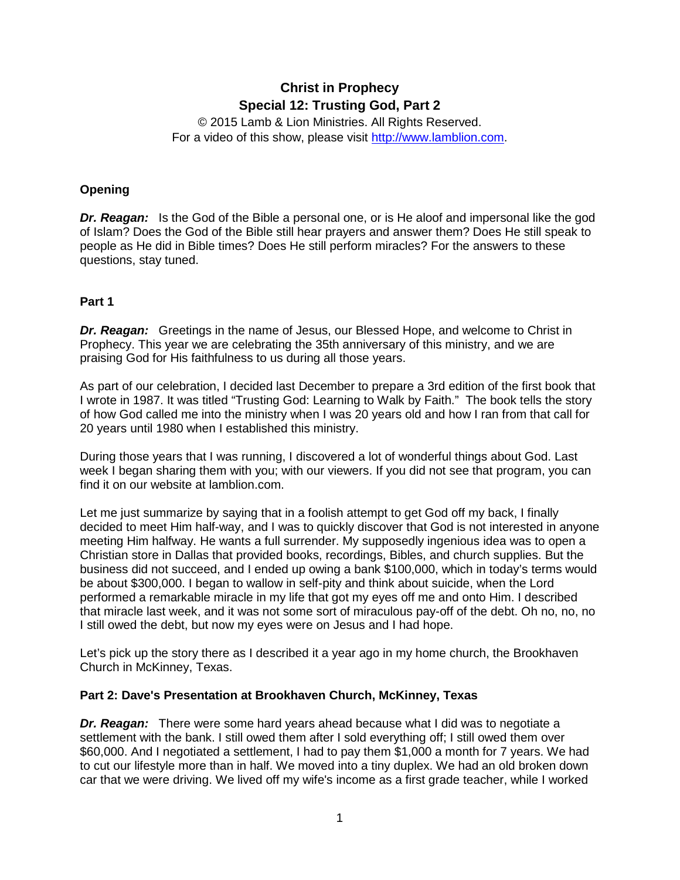# Christ in Prophecy
## Special 12: Trusting God, Part 2

© 2015 Lamb & Lion Ministries. All Rights Reserved.
For a video of this show, please visit http://www.lamblion.com.

### Opening

***Dr. Reagan:*** Is the God of the Bible a personal one, or is He aloof and impersonal like the god of Islam? Does the God of the Bible still hear prayers and answer them? Does He still speak to people as He did in Bible times? Does He still perform miracles? For the answers to these questions, stay tuned.

### Part 1

***Dr. Reagan:*** Greetings in the name of Jesus, our Blessed Hope, and welcome to Christ in Prophecy. This year we are celebrating the 35th anniversary of this ministry, and we are praising God for His faithfulness to us during all those years.

As part of our celebration, I decided last December to prepare a 3rd edition of the first book that I wrote in 1987. It was titled "Trusting God: Learning to Walk by Faith." The book tells the story of how God called me into the ministry when I was 20 years old and how I ran from that call for 20 years until 1980 when I established this ministry.

During those years that I was running, I discovered a lot of wonderful things about God. Last week I began sharing them with you; with our viewers. If you did not see that program, you can find it on our website at lamblion.com.

Let me just summarize by saying that in a foolish attempt to get God off my back, I finally decided to meet Him half-way, and I was to quickly discover that God is not interested in anyone meeting Him halfway. He wants a full surrender. My supposedly ingenious idea was to open a Christian store in Dallas that provided books, recordings, Bibles, and church supplies. But the business did not succeed, and I ended up owing a bank $100,000, which in today's terms would be about $300,000. I began to wallow in self-pity and think about suicide, when the Lord performed a remarkable miracle in my life that got my eyes off me and onto Him. I described that miracle last week, and it was not some sort of miraculous pay-off of the debt. Oh no, no, no I still owed the debt, but now my eyes were on Jesus and I had hope.

Let's pick up the story there as I described it a year ago in my home church, the Brookhaven Church in McKinney, Texas.

### Part 2: Dave's Presentation at Brookhaven Church, McKinney, Texas

***Dr. Reagan:*** There were some hard years ahead because what I did was to negotiate a settlement with the bank. I still owed them after I sold everything off; I still owed them over $60,000. And I negotiated a settlement, I had to pay them $1,000 a month for 7 years. We had to cut our lifestyle more than in half. We moved into a tiny duplex. We had an old broken down car that we were driving. We lived off my wife's income as a first grade teacher, while I worked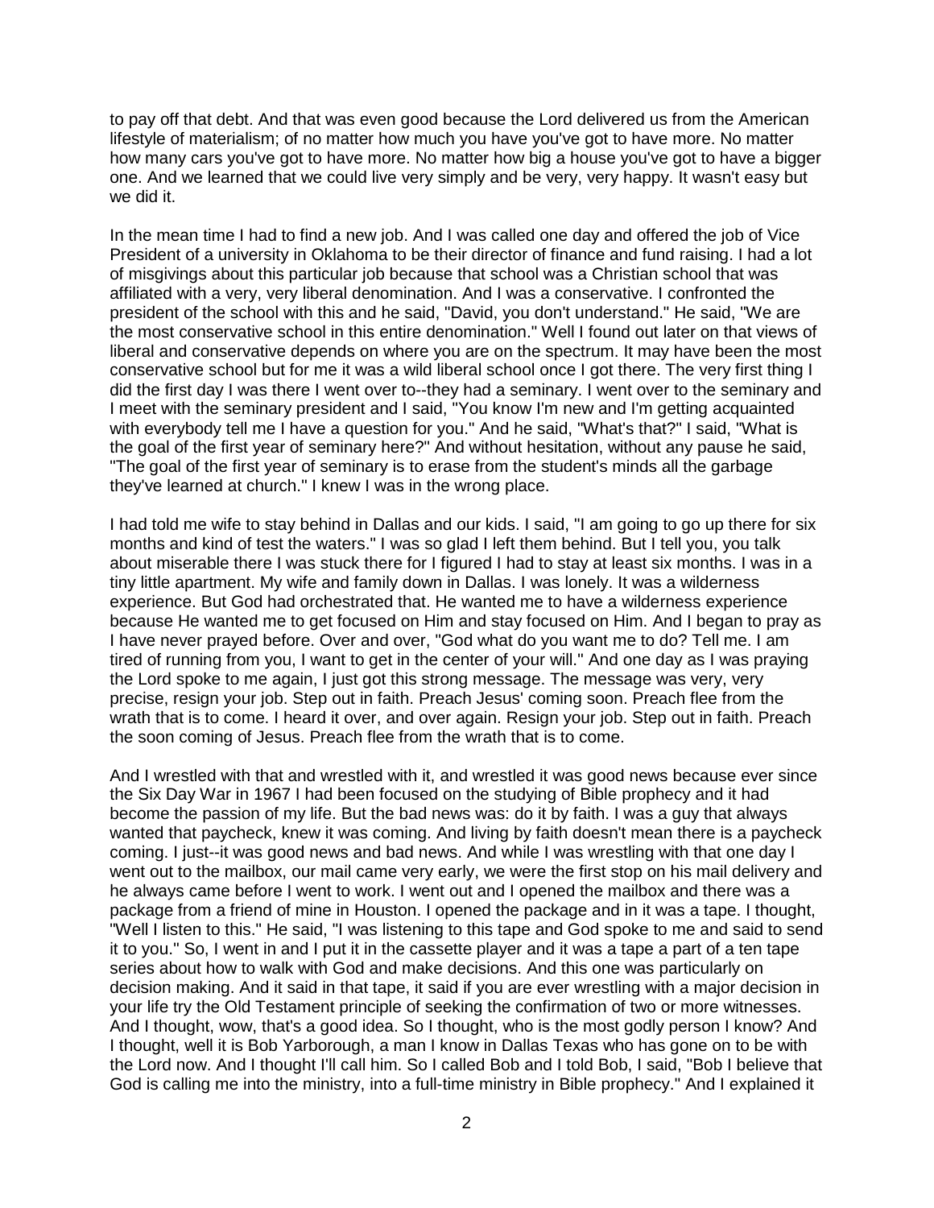to pay off that debt. And that was even good because the Lord delivered us from the American lifestyle of materialism; of no matter how much you have you've got to have more. No matter how many cars you've got to have more. No matter how big a house you've got to have a bigger one. And we learned that we could live very simply and be very, very happy. It wasn't easy but we did it.

In the mean time I had to find a new job. And I was called one day and offered the job of Vice President of a university in Oklahoma to be their director of finance and fund raising. I had a lot of misgivings about this particular job because that school was a Christian school that was affiliated with a very, very liberal denomination. And I was a conservative. I confronted the president of the school with this and he said, "David, you don't understand." He said, "We are the most conservative school in this entire denomination." Well I found out later on that views of liberal and conservative depends on where you are on the spectrum. It may have been the most conservative school but for me it was a wild liberal school once I got there. The very first thing I did the first day I was there I went over to--they had a seminary. I went over to the seminary and I meet with the seminary president and I said, "You know I'm new and I'm getting acquainted with everybody tell me I have a question for you." And he said, "What's that?" I said, "What is the goal of the first year of seminary here?" And without hesitation, without any pause he said, "The goal of the first year of seminary is to erase from the student's minds all the garbage they've learned at church." I knew I was in the wrong place.

I had told me wife to stay behind in Dallas and our kids. I said, "I am going to go up there for six months and kind of test the waters." I was so glad I left them behind. But I tell you, you talk about miserable there I was stuck there for I figured I had to stay at least six months. I was in a tiny little apartment. My wife and family down in Dallas. I was lonely. It was a wilderness experience. But God had orchestrated that. He wanted me to have a wilderness experience because He wanted me to get focused on Him and stay focused on Him. And I began to pray as I have never prayed before. Over and over, "God what do you want me to do? Tell me. I am tired of running from you, I want to get in the center of your will." And one day as I was praying the Lord spoke to me again, I just got this strong message. The message was very, very precise, resign your job. Step out in faith. Preach Jesus' coming soon. Preach flee from the wrath that is to come. I heard it over, and over again. Resign your job. Step out in faith. Preach the soon coming of Jesus. Preach flee from the wrath that is to come.

And I wrestled with that and wrestled with it, and wrestled it was good news because ever since the Six Day War in 1967 I had been focused on the studying of Bible prophecy and it had become the passion of my life. But the bad news was: do it by faith. I was a guy that always wanted that paycheck, knew it was coming. And living by faith doesn't mean there is a paycheck coming. I just--it was good news and bad news. And while I was wrestling with that one day I went out to the mailbox, our mail came very early, we were the first stop on his mail delivery and he always came before I went to work. I went out and I opened the mailbox and there was a package from a friend of mine in Houston. I opened the package and in it was a tape. I thought, "Well I listen to this." He said, "I was listening to this tape and God spoke to me and said to send it to you." So, I went in and I put it in the cassette player and it was a tape a part of a ten tape series about how to walk with God and make decisions. And this one was particularly on decision making. And it said in that tape, it said if you are ever wrestling with a major decision in your life try the Old Testament principle of seeking the confirmation of two or more witnesses. And I thought, wow, that's a good idea. So I thought, who is the most godly person I know? And I thought, well it is Bob Yarborough, a man I know in Dallas Texas who has gone on to be with the Lord now. And I thought I'll call him. So I called Bob and I told Bob, I said, "Bob I believe that God is calling me into the ministry, into a full-time ministry in Bible prophecy." And I explained it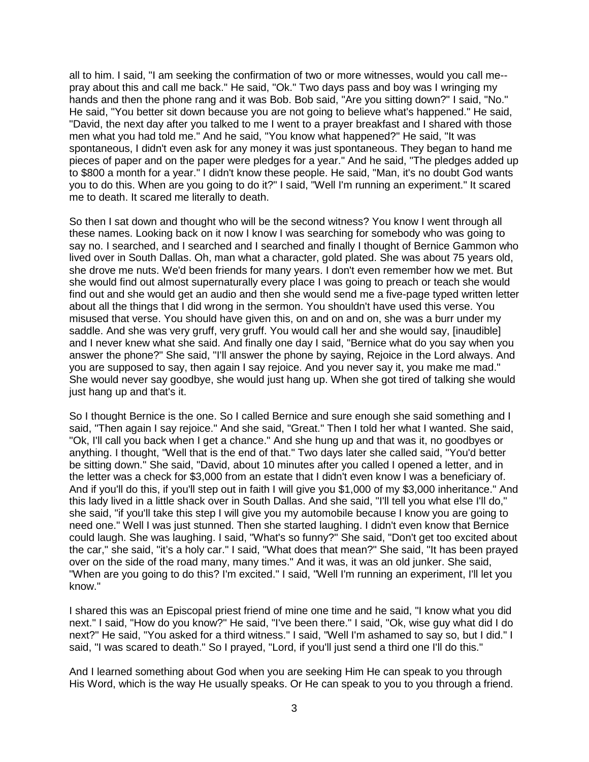all to him. I said, "I am seeking the confirmation of two or more witnesses, would you call me--pray about this and call me back." He said, "Ok." Two days pass and boy was I wringing my hands and then the phone rang and it was Bob. Bob said, "Are you sitting down?" I said, "No." He said, "You better sit down because you are not going to believe what's happened." He said, "David, the next day after you talked to me I went to a prayer breakfast and I shared with those men what you had told me." And he said, "You know what happened?" He said, "It was spontaneous, I didn't even ask for any money it was just spontaneous. They began to hand me pieces of paper and on the paper were pledges for a year." And he said, "The pledges added up to $800 a month for a year." I didn't know these people. He said, "Man, it's no doubt God wants you to do this. When are you going to do it?" I said, "Well I'm running an experiment." It scared me to death. It scared me literally to death.

So then I sat down and thought who will be the second witness? You know I went through all these names. Looking back on it now I know I was searching for somebody who was going to say no. I searched, and I searched and I searched and finally I thought of Bernice Gammon who lived over in South Dallas. Oh, man what a character, gold plated. She was about 75 years old, she drove me nuts. We'd been friends for many years. I don't even remember how we met. But she would find out almost supernaturally every place I was going to preach or teach she would find out and she would get an audio and then she would send me a five-page typed written letter about all the things that I did wrong in the sermon. You shouldn't have used this verse. You misused that verse. You should have given this, on and on and on, she was a burr under my saddle. And she was very gruff, very gruff. You would call her and she would say, [inaudible] and I never knew what she said. And finally one day I said, "Bernice what do you say when you answer the phone?" She said, "I'll answer the phone by saying, Rejoice in the Lord always. And you are supposed to say, then again I say rejoice. And you never say it, you make me mad." She would never say goodbye, she would just hang up. When she got tired of talking she would just hang up and that's it.

So I thought Bernice is the one. So I called Bernice and sure enough she said something and I said, "Then again I say rejoice." And she said, "Great." Then I told her what I wanted. She said, "Ok, I'll call you back when I get a chance." And she hung up and that was it, no goodbyes or anything. I thought, "Well that is the end of that." Two days later she called said, "You'd better be sitting down." She said, "David, about 10 minutes after you called I opened a letter, and in the letter was a check for $3,000 from an estate that I didn't even know I was a beneficiary of. And if you'll do this, if you'll step out in faith I will give you $1,000 of my $3,000 inheritance." And this lady lived in a little shack over in South Dallas. And she said, "I'll tell you what else I'll do," she said, "if you'll take this step I will give you my automobile because I know you are going to need one." Well I was just stunned. Then she started laughing. I didn't even know that Bernice could laugh. She was laughing. I said, "What's so funny?" She said, "Don't get too excited about the car," she said, "it's a holy car." I said, "What does that mean?" She said, "It has been prayed over on the side of the road many, many times." And it was, it was an old junker. She said, "When are you going to do this? I'm excited." I said, "Well I'm running an experiment, I'll let you know."

I shared this was an Episcopal priest friend of mine one time and he said, "I know what you did next." I said, "How do you know?" He said, "I've been there." I said, "Ok, wise guy what did I do next?" He said, "You asked for a third witness." I said, "Well I'm ashamed to say so, but I did." I said, "I was scared to death." So I prayed, "Lord, if you'll just send a third one I'll do this."

And I learned something about God when you are seeking Him He can speak to you through His Word, which is the way He usually speaks. Or He can speak to you to you through a friend.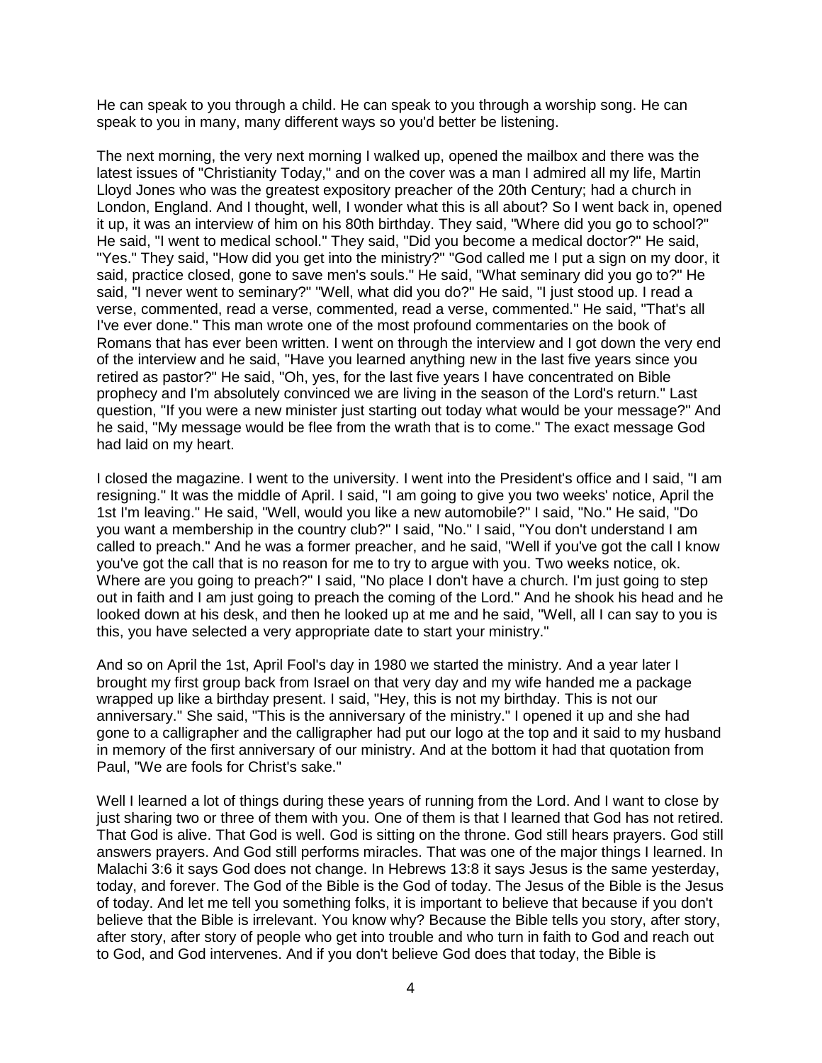He can speak to you through a child. He can speak to you through a worship song. He can speak to you in many, many different ways so you'd better be listening.

The next morning, the very next morning I walked up, opened the mailbox and there was the latest issues of "Christianity Today," and on the cover was a man I admired all my life, Martin Lloyd Jones who was the greatest expository preacher of the 20th Century; had a church in London, England. And I thought, well, I wonder what this is all about? So I went back in, opened it up, it was an interview of him on his 80th birthday. They said, "Where did you go to school?" He said, "I went to medical school." They said, "Did you become a medical doctor?" He said, "Yes." They said, "How did you get into the ministry?" "God called me I put a sign on my door, it said, practice closed, gone to save men's souls." He said, "What seminary did you go to?" He said, "I never went to seminary?" "Well, what did you do?" He said, "I just stood up. I read a verse, commented, read a verse, commented, read a verse, commented." He said, "That's all I've ever done." This man wrote one of the most profound commentaries on the book of Romans that has ever been written. I went on through the interview and I got down the very end of the interview and he said, "Have you learned anything new in the last five years since you retired as pastor?" He said, "Oh, yes, for the last five years I have concentrated on Bible prophecy and I'm absolutely convinced we are living in the season of the Lord's return." Last question, "If you were a new minister just starting out today what would be your message?" And he said, "My message would be flee from the wrath that is to come." The exact message God had laid on my heart.

I closed the magazine. I went to the university. I went into the President's office and I said, "I am resigning." It was the middle of April. I said, "I am going to give you two weeks' notice, April the 1st I'm leaving." He said, "Well, would you like a new automobile?" I said, "No." He said, "Do you want a membership in the country club?" I said, "No." I said, "You don't understand I am called to preach." And he was a former preacher, and he said, "Well if you've got the call I know you've got the call that is no reason for me to try to argue with you. Two weeks notice, ok. Where are you going to preach?" I said, "No place I don't have a church. I'm just going to step out in faith and I am just going to preach the coming of the Lord." And he shook his head and he looked down at his desk, and then he looked up at me and he said, "Well, all I can say to you is this, you have selected a very appropriate date to start your ministry."

And so on April the 1st, April Fool's day in 1980 we started the ministry. And a year later I brought my first group back from Israel on that very day and my wife handed me a package wrapped up like a birthday present. I said, "Hey, this is not my birthday. This is not our anniversary." She said, "This is the anniversary of the ministry." I opened it up and she had gone to a calligrapher and the calligrapher had put our logo at the top and it said to my husband in memory of the first anniversary of our ministry. And at the bottom it had that quotation from Paul, "We are fools for Christ's sake."

Well I learned a lot of things during these years of running from the Lord. And I want to close by just sharing two or three of them with you. One of them is that I learned that God has not retired. That God is alive. That God is well. God is sitting on the throne. God still hears prayers. God still answers prayers. And God still performs miracles. That was one of the major things I learned. In Malachi 3:6 it says God does not change. In Hebrews 13:8 it says Jesus is the same yesterday, today, and forever. The God of the Bible is the God of today. The Jesus of the Bible is the Jesus of today. And let me tell you something folks, it is important to believe that because if you don't believe that the Bible is irrelevant. You know why? Because the Bible tells you story, after story, after story, after story of people who get into trouble and who turn in faith to God and reach out to God, and God intervenes. And if you don't believe God does that today, the Bible is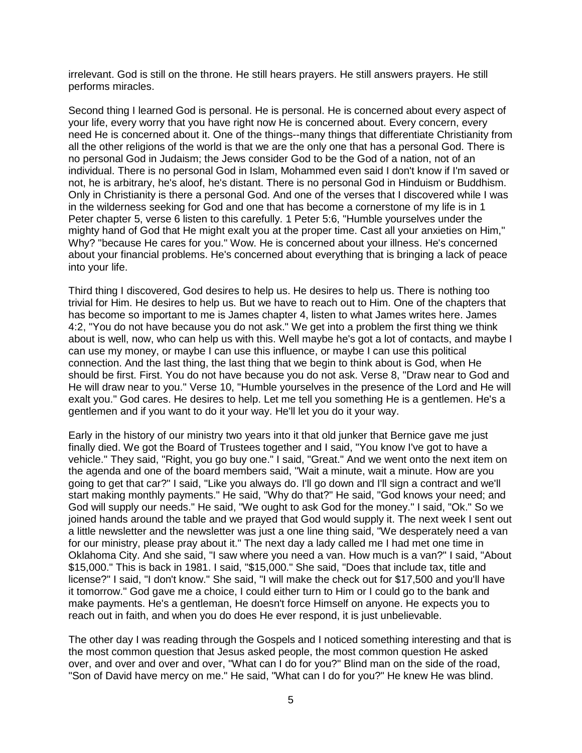irrelevant. God is still on the throne. He still hears prayers. He still answers prayers. He still performs miracles.

Second thing I learned God is personal. He is personal. He is concerned about every aspect of your life, every worry that you have right now He is concerned about. Every concern, every need He is concerned about it. One of the things--many things that differentiate Christianity from all the other religions of the world is that we are the only one that has a personal God. There is no personal God in Judaism; the Jews consider God to be the God of a nation, not of an individual. There is no personal God in Islam, Mohammed even said I don't know if I'm saved or not, he is arbitrary, he's aloof, he's distant. There is no personal God in Hinduism or Buddhism. Only in Christianity is there a personal God. And one of the verses that I discovered while I was in the wilderness seeking for God and one that has become a cornerstone of my life is in 1 Peter chapter 5, verse 6 listen to this carefully. 1 Peter 5:6, "Humble yourselves under the mighty hand of God that He might exalt you at the proper time. Cast all your anxieties on Him," Why? "because He cares for you." Wow. He is concerned about your illness. He's concerned about your financial problems. He's concerned about everything that is bringing a lack of peace into your life.

Third thing I discovered, God desires to help us. He desires to help us. There is nothing too trivial for Him. He desires to help us. But we have to reach out to Him. One of the chapters that has become so important to me is James chapter 4, listen to what James writes here. James 4:2, "You do not have because you do not ask." We get into a problem the first thing we think about is well, now, who can help us with this. Well maybe he's got a lot of contacts, and maybe I can use my money, or maybe I can use this influence, or maybe I can use this political connection. And the last thing, the last thing that we begin to think about is God, when He should be first. First. You do not have because you do not ask. Verse 8, "Draw near to God and He will draw near to you." Verse 10, "Humble yourselves in the presence of the Lord and He will exalt you." God cares. He desires to help. Let me tell you something He is a gentlemen. He's a gentlemen and if you want to do it your way. He'll let you do it your way.

Early in the history of our ministry two years into it that old junker that Bernice gave me just finally died. We got the Board of Trustees together and I said, "You know I've got to have a vehicle." They said, "Right, you go buy one." I said, "Great." And we went onto the next item on the agenda and one of the board members said, "Wait a minute, wait a minute. How are you going to get that car?" I said, "Like you always do. I'll go down and I'll sign a contract and we'll start making monthly payments." He said, "Why do that?" He said, "God knows your need; and God will supply our needs." He said, "We ought to ask God for the money." I said, "Ok." So we joined hands around the table and we prayed that God would supply it. The next week I sent out a little newsletter and the newsletter was just a one line thing said, "We desperately need a van for our ministry, please pray about it." The next day a lady called me I had met one time in Oklahoma City. And she said, "I saw where you need a van. How much is a van?" I said, "About $15,000." This is back in 1981. I said, "$15,000." She said, "Does that include tax, title and license?" I said, "I don't know." She said, "I will make the check out for $17,500 and you'll have it tomorrow." God gave me a choice, I could either turn to Him or I could go to the bank and make payments. He's a gentleman, He doesn't force Himself on anyone. He expects you to reach out in faith, and when you do does He ever respond, it is just unbelievable.

The other day I was reading through the Gospels and I noticed something interesting and that is the most common question that Jesus asked people, the most common question He asked over, and over and over and over, "What can I do for you?" Blind man on the side of the road, "Son of David have mercy on me." He said, "What can I do for you?" He knew He was blind.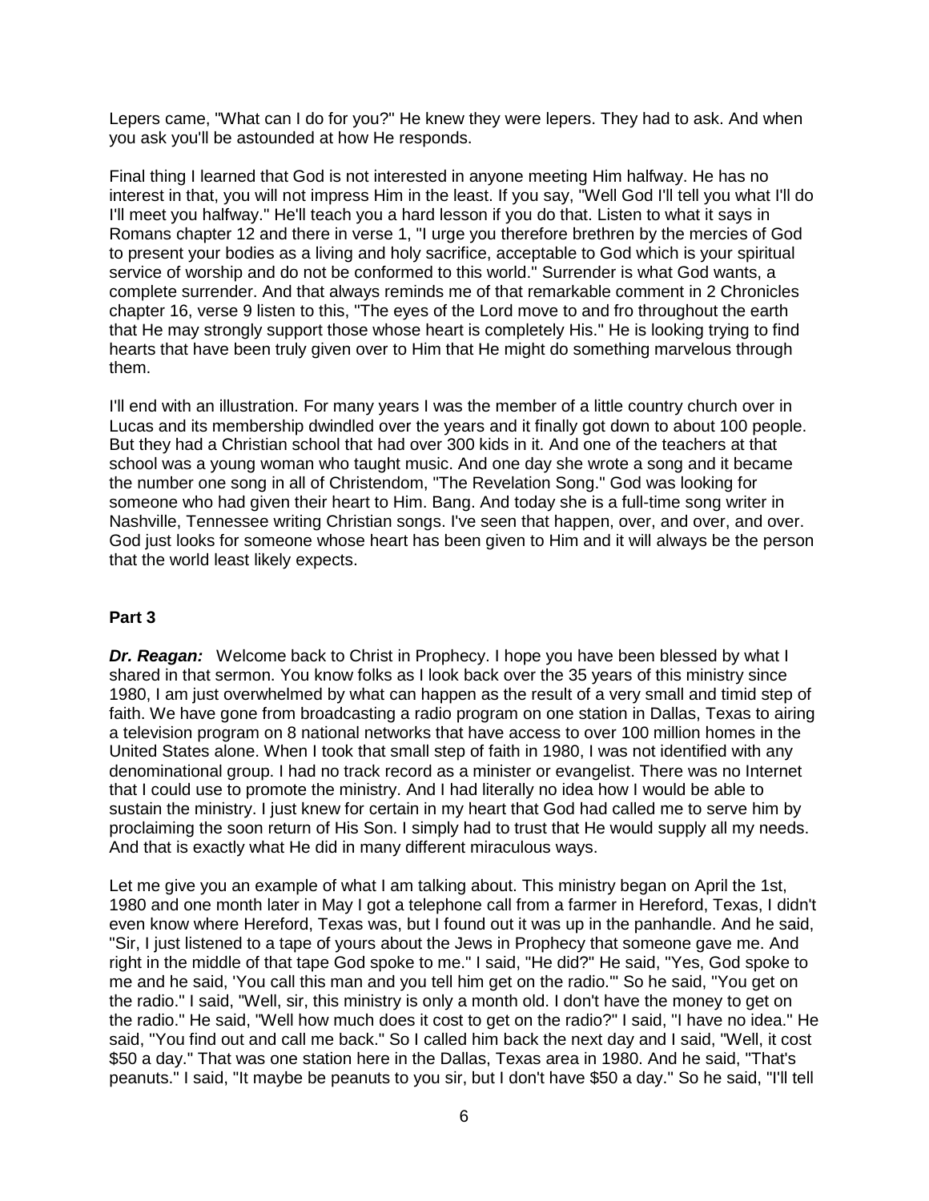Lepers came, "What can I do for you?" He knew they were lepers. They had to ask. And when you ask you'll be astounded at how He responds.

Final thing I learned that God is not interested in anyone meeting Him halfway. He has no interest in that, you will not impress Him in the least. If you say, "Well God I'll tell you what I'll do I'll meet you halfway." He'll teach you a hard lesson if you do that. Listen to what it says in Romans chapter 12 and there in verse 1, "I urge you therefore brethren by the mercies of God to present your bodies as a living and holy sacrifice, acceptable to God which is your spiritual service of worship and do not be conformed to this world." Surrender is what God wants, a complete surrender. And that always reminds me of that remarkable comment in 2 Chronicles chapter 16, verse 9 listen to this, "The eyes of the Lord move to and fro throughout the earth that He may strongly support those whose heart is completely His." He is looking trying to find hearts that have been truly given over to Him that He might do something marvelous through them.

I'll end with an illustration. For many years I was the member of a little country church over in Lucas and its membership dwindled over the years and it finally got down to about 100 people. But they had a Christian school that had over 300 kids in it. And one of the teachers at that school was a young woman who taught music. And one day she wrote a song and it became the number one song in all of Christendom, "The Revelation Song." God was looking for someone who had given their heart to Him. Bang. And today she is a full-time song writer in Nashville, Tennessee writing Christian songs. I've seen that happen, over, and over, and over. God just looks for someone whose heart has been given to Him and it will always be the person that the world least likely expects.

## Part 3

***Dr. Reagan:*** Welcome back to Christ in Prophecy. I hope you have been blessed by what I shared in that sermon. You know folks as I look back over the 35 years of this ministry since 1980, I am just overwhelmed by what can happen as the result of a very small and timid step of faith. We have gone from broadcasting a radio program on one station in Dallas, Texas to airing a television program on 8 national networks that have access to over 100 million homes in the United States alone. When I took that small step of faith in 1980, I was not identified with any denominational group. I had no track record as a minister or evangelist. There was no Internet that I could use to promote the ministry. And I had literally no idea how I would be able to sustain the ministry. I just knew for certain in my heart that God had called me to serve him by proclaiming the soon return of His Son. I simply had to trust that He would supply all my needs. And that is exactly what He did in many different miraculous ways.

Let me give you an example of what I am talking about. This ministry began on April the 1st, 1980 and one month later in May I got a telephone call from a farmer in Hereford, Texas, I didn't even know where Hereford, Texas was, but I found out it was up in the panhandle. And he said, "Sir, I just listened to a tape of yours about the Jews in Prophecy that someone gave me. And right in the middle of that tape God spoke to me." I said, "He did?" He said, "Yes, God spoke to me and he said, 'You call this man and you tell him get on the radio.'" So he said, "You get on the radio." I said, "Well, sir, this ministry is only a month old. I don't have the money to get on the radio." He said, "Well how much does it cost to get on the radio?" I said, "I have no idea." He said, "You find out and call me back." So I called him back the next day and I said, "Well, it cost $50 a day." That was one station here in the Dallas, Texas area in 1980. And he said, "That's peanuts." I said, "It maybe be peanuts to you sir, but I don't have $50 a day." So he said, "I'll tell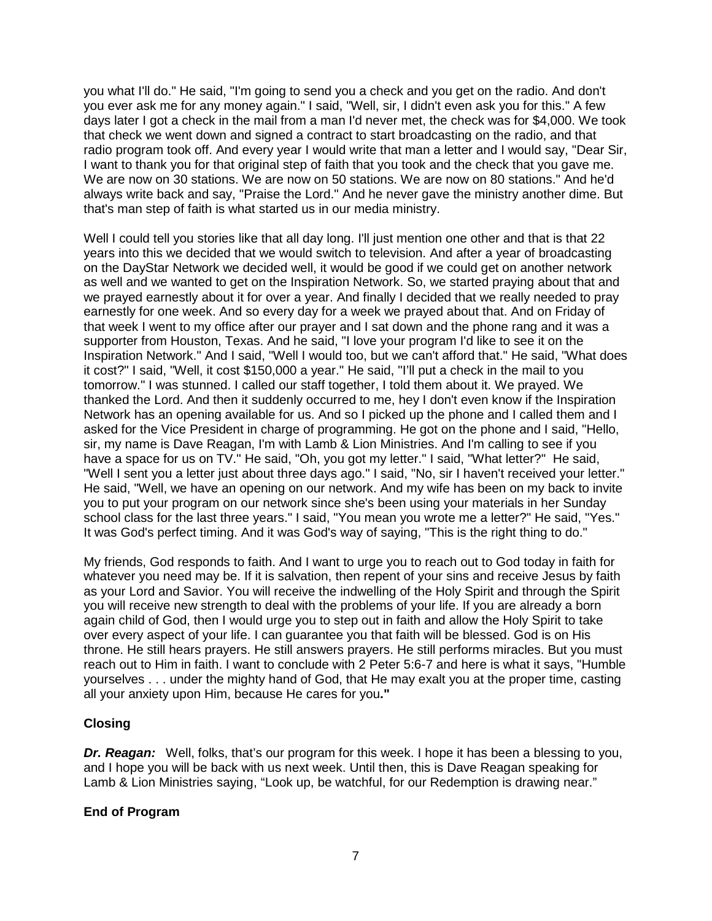you what I'll do." He said, "I'm going to send you a check and you get on the radio. And don't you ever ask me for any money again." I said, "Well, sir, I didn't even ask you for this." A few days later I got a check in the mail from a man I'd never met, the check was for $4,000. We took that check we went down and signed a contract to start broadcasting on the radio, and that radio program took off. And every year I would write that man a letter and I would say, "Dear Sir, I want to thank you for that original step of faith that you took and the check that you gave me. We are now on 30 stations. We are now on 50 stations. We are now on 80 stations." And he'd always write back and say, "Praise the Lord." And he never gave the ministry another dime. But that's man step of faith is what started us in our media ministry.

Well I could tell you stories like that all day long. I'll just mention one other and that is that 22 years into this we decided that we would switch to television. And after a year of broadcasting on the DayStar Network we decided well, it would be good if we could get on another network as well and we wanted to get on the Inspiration Network. So, we started praying about that and we prayed earnestly about it for over a year. And finally I decided that we really needed to pray earnestly for one week. And so every day for a week we prayed about that. And on Friday of that week I went to my office after our prayer and I sat down and the phone rang and it was a supporter from Houston, Texas. And he said, "I love your program I'd like to see it on the Inspiration Network." And I said, "Well I would too, but we can't afford that." He said, "What does it cost?" I said, "Well, it cost $150,000 a year." He said, "I'll put a check in the mail to you tomorrow." I was stunned. I called our staff together, I told them about it. We prayed. We thanked the Lord. And then it suddenly occurred to me, hey I don't even know if the Inspiration Network has an opening available for us. And so I picked up the phone and I called them and I asked for the Vice President in charge of programming. He got on the phone and I said, "Hello, sir, my name is Dave Reagan, I'm with Lamb & Lion Ministries. And I'm calling to see if you have a space for us on TV." He said, "Oh, you got my letter." I said, "What letter?" He said, "Well I sent you a letter just about three days ago." I said, "No, sir I haven't received your letter." He said, "Well, we have an opening on our network. And my wife has been on my back to invite you to put your program on our network since she's been using your materials in her Sunday school class for the last three years." I said, "You mean you wrote me a letter?" He said, "Yes." It was God's perfect timing. And it was God's way of saying, "This is the right thing to do."

My friends, God responds to faith. And I want to urge you to reach out to God today in faith for whatever you need may be. If it is salvation, then repent of your sins and receive Jesus by faith as your Lord and Savior. You will receive the indwelling of the Holy Spirit and through the Spirit you will receive new strength to deal with the problems of your life. If you are already a born again child of God, then I would urge you to step out in faith and allow the Holy Spirit to take over every aspect of your life. I can guarantee you that faith will be blessed. God is on His throne. He still hears prayers. He still answers prayers. He still performs miracles. But you must reach out to Him in faith. I want to conclude with 2 Peter 5:6-7 and here is what it says, "Humble yourselves . . . under the mighty hand of God, that He may exalt you at the proper time, casting all your anxiety upon Him, because He cares for you**."**

**Closing**

***Dr. Reagan:*** Well, folks, that's our program for this week. I hope it has been a blessing to you, and I hope you will be back with us next week. Until then, this is Dave Reagan speaking for Lamb & Lion Ministries saying, "Look up, be watchful, for our Redemption is drawing near."

**End of Program**